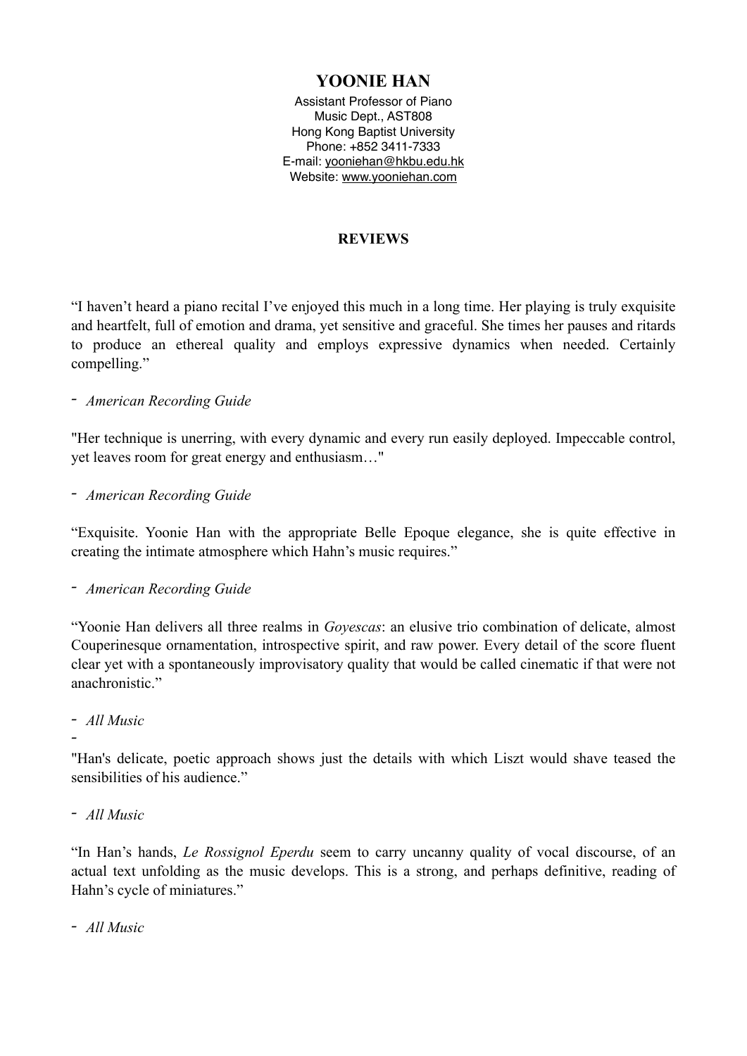# YOONIE HAN

Assistant Professor of Piano
Music Dept., AST808
Hong Kong Baptist University
Phone: +852 3411-7333
E-mail: yooniehan@hkbu.edu.hk
Website: www.yooniehan.com

## REVIEWS

"I haven't heard a piano recital I've enjoyed this much in a long time. Her playing is truly exquisite and heartfelt, full of emotion and drama, yet sensitive and graceful. She times her pauses and ritards to produce an ethereal quality and employs expressive dynamics when needed. Certainly compelling."

- *American Recording Guide*

"Her technique is unerring, with every dynamic and every run easily deployed. Impeccable control, yet leaves room for great energy and enthusiasm…"

- *American Recording Guide*

"Exquisite. Yoonie Han with the appropriate Belle Epoque elegance, she is quite effective in creating the intimate atmosphere which Hahn's music requires."

- *American Recording Guide*

"Yoonie Han delivers all three realms in *Goyescas*: an elusive trio combination of delicate, almost Couperinesque ornamentation, introspective spirit, and raw power. Every detail of the score fluent clear yet with a spontaneously improvisatory quality that would be called cinematic if that were not anachronistic."

- *All Music*
-

"Han's delicate, poetic approach shows just the details with which Liszt would shave teased the sensibilities of his audience."

- *All Music*

"In Han's hands, *Le Rossignol Eperdu* seem to carry uncanny quality of vocal discourse, of an actual text unfolding as the music develops. This is a strong, and perhaps definitive, reading of Hahn's cycle of miniatures."

- *All Music*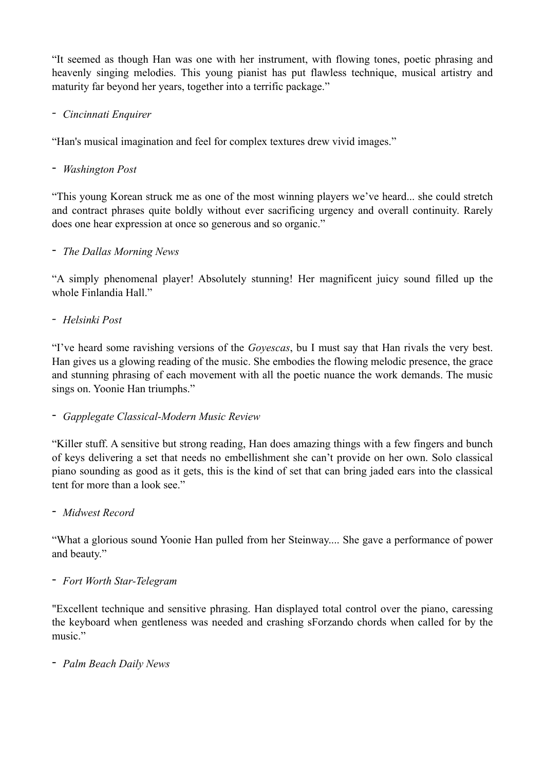"It seemed as though Han was one with her instrument, with flowing tones, poetic phrasing and heavenly singing melodies. This young pianist has put flawless technique, musical artistry and maturity far beyond her years, together into a terrific package."

- *Cincinnati Enquirer*

"Han's musical imagination and feel for complex textures drew vivid images."

- *Washington Post*

"This young Korean struck me as one of the most winning players we've heard... she could stretch and contract phrases quite boldly without ever sacrificing urgency and overall continuity. Rarely does one hear expression at once so generous and so organic."

- *The Dallas Morning News*

"A simply phenomenal player! Absolutely stunning! Her magnificent juicy sound filled up the whole Finlandia Hall."

- *Helsinki Post*

"I've heard some ravishing versions of the *Goyescas*, bu I must say that Han rivals the very best. Han gives us a glowing reading of the music. She embodies the flowing melodic presence, the grace and stunning phrasing of each movement with all the poetic nuance the work demands. The music sings on. Yoonie Han triumphs."

- *Gapplegate Classical-Modern Music Review*

"Killer stuff. A sensitive but strong reading, Han does amazing things with a few fingers and bunch of keys delivering a set that needs no embellishment she can't provide on her own. Solo classical piano sounding as good as it gets, this is the kind of set that can bring jaded ears into the classical tent for more than a look see."

- *Midwest Record*

"What a glorious sound Yoonie Han pulled from her Steinway.... She gave a performance of power and beauty."

- *Fort Worth Star-Telegram*

"Excellent technique and sensitive phrasing. Han displayed total control over the piano, caressing the keyboard when gentleness was needed and crashing sForzando chords when called for by the music."

- *Palm Beach Daily News*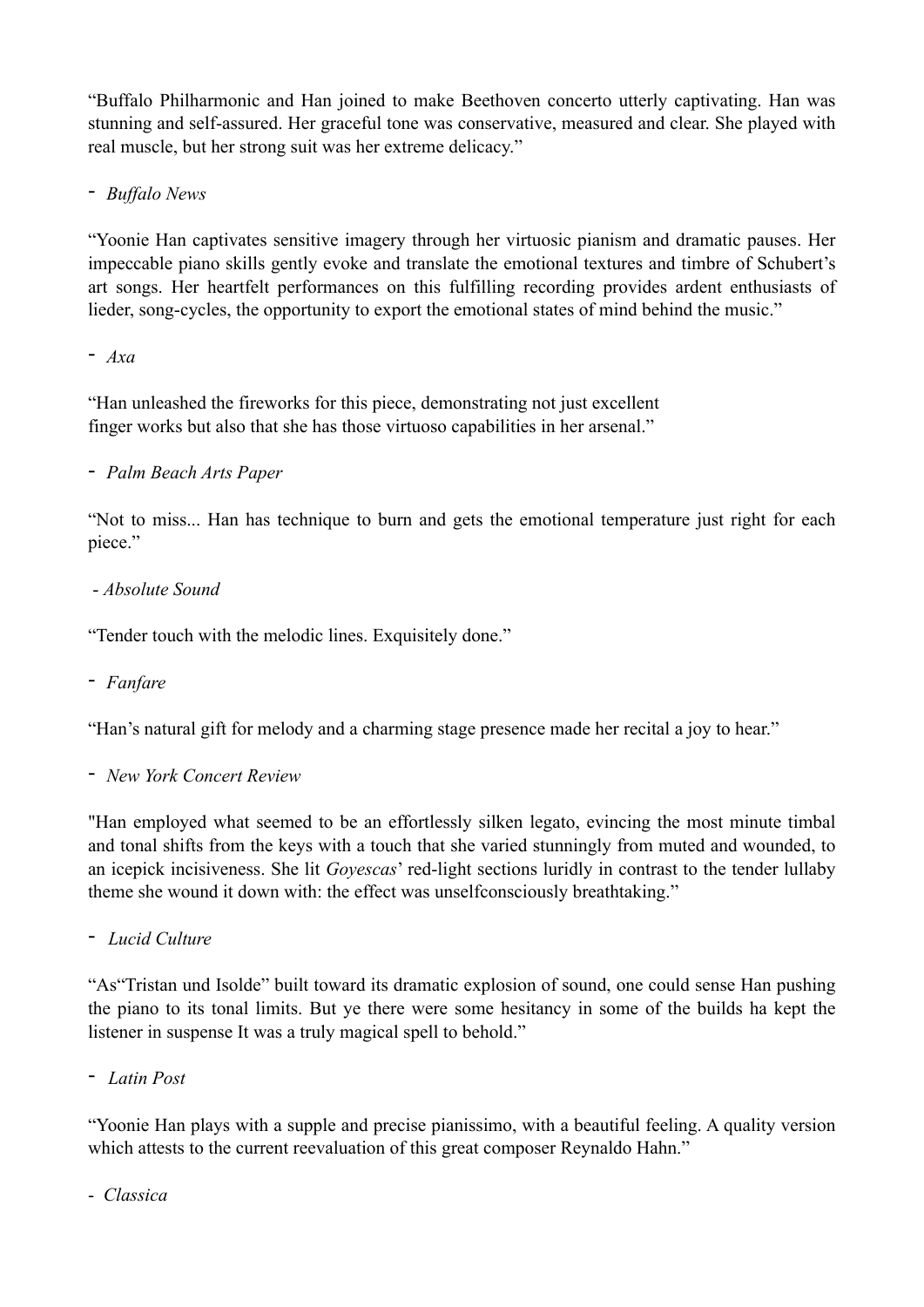"Buffalo Philharmonic and Han joined to make Beethoven concerto utterly captivating. Han was stunning and self-assured. Her graceful tone was conservative, measured and clear. She played with real muscle, but her strong suit was her extreme delicacy."

- *Buffalo News*

"Yoonie Han captivates sensitive imagery through her virtuosic pianism and dramatic pauses. Her impeccable piano skills gently evoke and translate the emotional textures and timbre of Schubert's art songs. Her heartfelt performances on this fulfilling recording provides ardent enthusiasts of lieder, song-cycles, the opportunity to export the emotional states of mind behind the music."

- *Axa*

"Han unleashed the fireworks for this piece, demonstrating not just excellent finger works but also that she has those virtuoso capabilities in her arsenal."

- *Palm Beach Arts Paper*

"Not to miss... Han has technique to burn and gets the emotional temperature just right for each piece."

- *Absolute Sound*

"Tender touch with the melodic lines. Exquisitely done."

- *Fanfare*

"Han's natural gift for melody and a charming stage presence made her recital a joy to hear."

- *New York Concert Review*

"Han employed what seemed to be an effortlessly silken legato, evincing the most minute timbal and tonal shifts from the keys with a touch that she varied stunningly from muted and wounded, to an icepick incisiveness. She lit *Goyescas*' red-light sections luridly in contrast to the tender lullaby theme she wound it down with: the effect was unselfconsciously breathtaking."

- *Lucid Culture*

"As"Tristan und Isolde" built toward its dramatic explosion of sound, one could sense Han pushing the piano to its tonal limits. But ye there were some hesitancy in some of the builds ha kept the listener in suspense It was a truly magical spell to behold."

- *Latin Post*

"Yoonie Han plays with a supple and precise pianissimo, with a beautiful feeling. A quality version which attests to the current reevaluation of this great composer Reynaldo Hahn."

- *Classica*